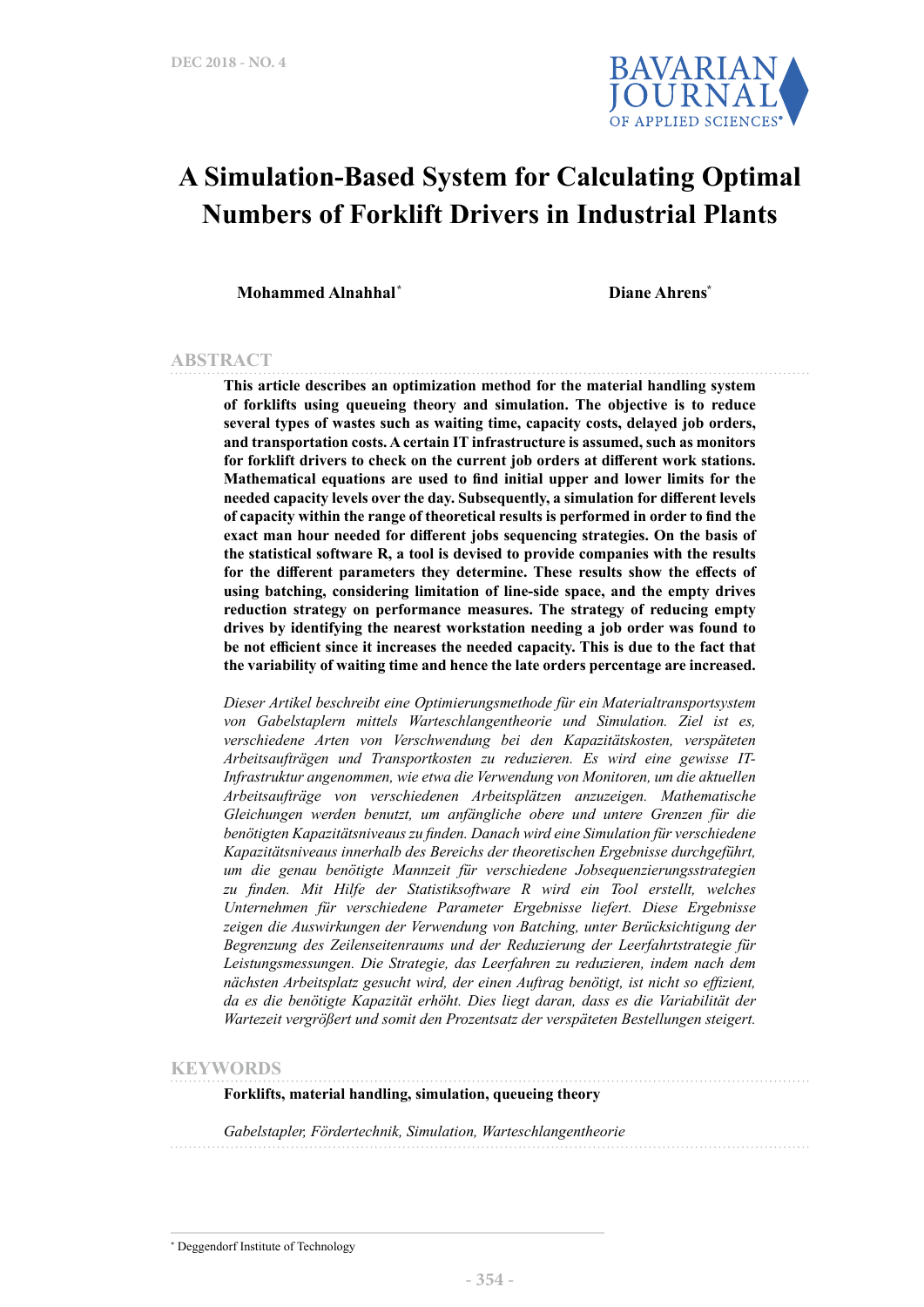# A Simulation-Based System for Calculating Optimal Numbers of Forklift Drivers in Industrial Plants

**Mohammed Alnahhal**[*] **Diane Ahrens**[*]

## ABSTRACT

**This article describes an optimization method for the material handling system of forklifts using queueing theory and simulation. The objective is to reduce several types of wastes such as waiting time, capacity costs, delayed job orders, and transportation costs. A certain IT infrastructure is assumed, such as monitors for forklift drivers to check on the current job orders at different work stations. Mathematical equations are used to find initial upper and lower limits for the needed capacity levels over the day. Subsequently, a simulation for different levels of capacity within the range of theoretical results is performed in order to find the exact man hour needed for different jobs sequencing strategies. On the basis of the statistical software R, a tool is devised to provide companies with the results for the different parameters they determine. These results show the effects of using batching, considering limitation of line-side space, and the empty drives reduction strategy on performance measures. The strategy of reducing empty drives by identifying the nearest workstation needing a job order was found to be not efficient since it increases the needed capacity. This is due to the fact that the variability of waiting time and hence the late orders percentage are increased.**

*Dieser Artikel beschreibt eine Optimierungsmethode für ein Materialtransportsystem von Gabelstaplern mittels Warteschlangentheorie und Simulation. Ziel ist es, verschiedene Arten von Verschwendung bei den Kapazitätskosten, verspäteten Arbeitsaufträgen und Transportkosten zu reduzieren. Es wird eine gewisse IT-Infrastruktur angenommen, wie etwa die Verwendung von Monitoren, um die aktuellen Arbeitsaufträge von verschiedenen Arbeitsplätzen anzuzeigen. Mathematische Gleichungen werden benutzt, um anfängliche obere und untere Grenzen für die benötigten Kapazitätsniveaus zu finden. Danach wird eine Simulation für verschiedene Kapazitätsniveaus innerhalb des Bereichs der theoretischen Ergebnisse durchgeführt, um die genau benötigte Mannzeit für verschiedene Jobsequenzierungsstrategien zu finden. Mit Hilfe der Statistiksoftware R wird ein Tool erstellt, welches Unternehmen für verschiedene Parameter Ergebnisse liefert. Diese Ergebnisse zeigen die Auswirkungen der Verwendung von Batching, unter Berücksichtigung der Begrenzung des Zeilenseitenraums und der Reduzierung der Leerfahrtstrategie für Leistungsmessungen. Die Strategie, das Leerfahren zu reduzieren, indem nach dem nächsten Arbeitsplatz gesucht wird, der einen Auftrag benötigt, ist nicht so effizient, da es die benötigte Kapazität erhöht. Dies liegt daran, dass es die Variabilität der Wartezeit vergrößert und somit den Prozentsatz der verspäteten Bestellungen steigert.*

## KEYWORDS

**Forklifts, material handling, simulation, queueing theory**

*Gabelstapler, Fördertechnik, Simulation, Warteschlangentheorie*

---

[*] Deggendorf Institute of Technology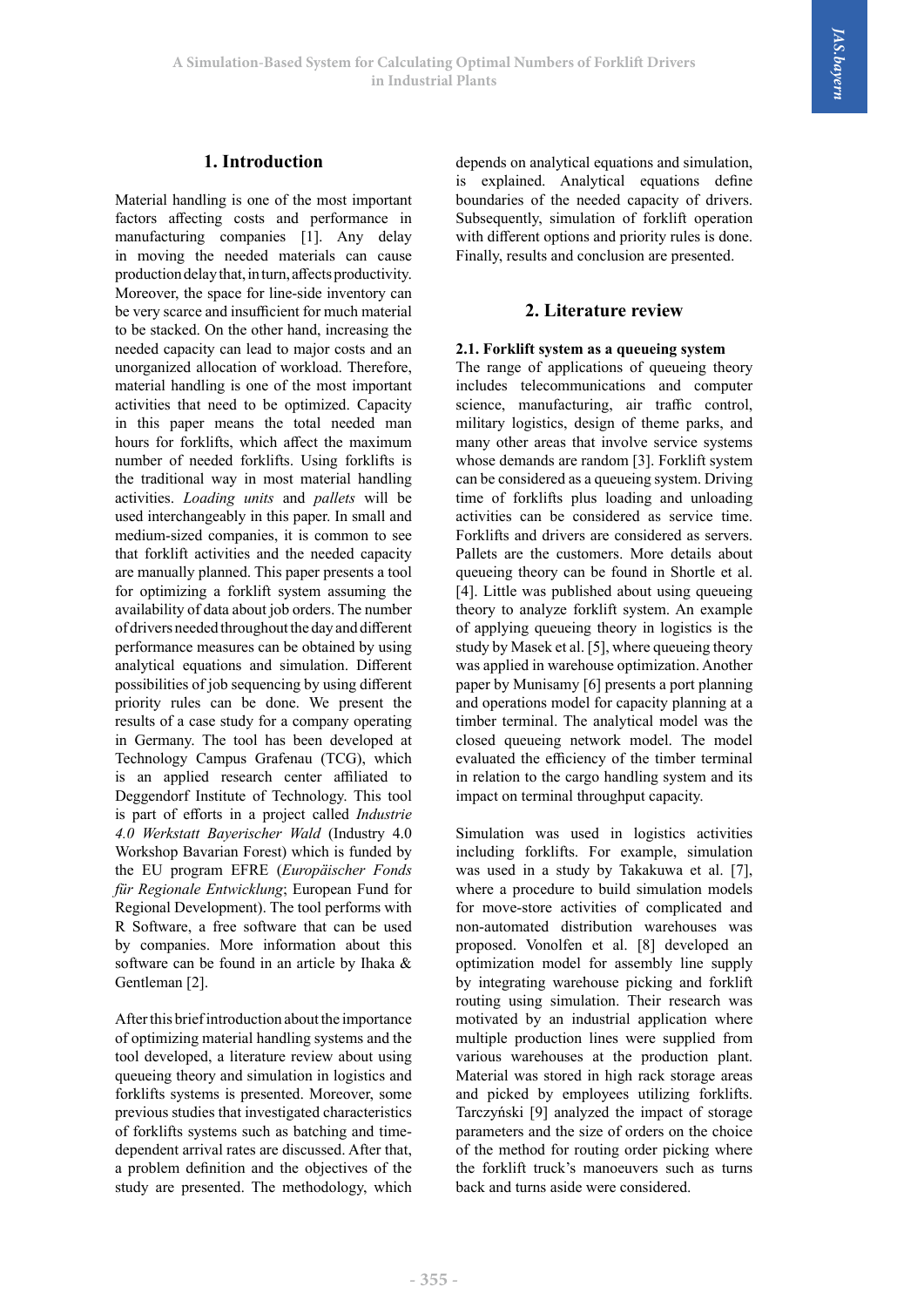## 1. Introduction

Material handling is one of the most important factors affecting costs and performance in manufacturing companies [1]. Any delay in moving the needed materials can cause production delay that, in turn, affects productivity. Moreover, the space for line-side inventory can be very scarce and insufficient for much material to be stacked. On the other hand, increasing the needed capacity can lead to major costs and an unorganized allocation of workload. Therefore, material handling is one of the most important activities that need to be optimized. Capacity in this paper means the total needed man hours for forklifts, which affect the maximum number of needed forklifts. Using forklifts is the traditional way in most material handling activities. *Loading units* and *pallets* will be used interchangeably in this paper. In small and medium-sized companies, it is common to see that forklift activities and the needed capacity are manually planned. This paper presents a tool for optimizing a forklift system assuming the availability of data about job orders. The number of drivers needed throughout the day and different performance measures can be obtained by using analytical equations and simulation. Different possibilities of job sequencing by using different priority rules can be done. We present the results of a case study for a company operating in Germany. The tool has been developed at Technology Campus Grafenau (TCG), which is an applied research center affiliated to Deggendorf Institute of Technology. This tool is part of efforts in a project called *Industrie 4.0 Werkstatt Bayerischer Wald* (Industry 4.0 Workshop Bavarian Forest) which is funded by the EU program EFRE (*Europäischer Fonds für Regionale Entwicklung*; European Fund for Regional Development). The tool performs with R Software, a free software that can be used by companies. More information about this software can be found in an article by Ihaka & Gentleman [2].

After this brief introduction about the importance of optimizing material handling systems and the tool developed, a literature review about using queueing theory and simulation in logistics and forklifts systems is presented. Moreover, some previous studies that investigated characteristics of forklifts systems such as batching and time-dependent arrival rates are discussed. After that, a problem definition and the objectives of the study are presented. The methodology, which depends on analytical equations and simulation, is explained. Analytical equations define boundaries of the needed capacity of drivers. Subsequently, simulation of forklift operation with different options and priority rules is done. Finally, results and conclusion are presented.

## 2. Literature review

### 2.1. Forklift system as a queueing system

The range of applications of queueing theory includes telecommunications and computer science, manufacturing, air traffic control, military logistics, design of theme parks, and many other areas that involve service systems whose demands are random [3]. Forklift system can be considered as a queueing system. Driving time of forklifts plus loading and unloading activities can be considered as service time. Forklifts and drivers are considered as servers. Pallets are the customers. More details about queueing theory can be found in Shortle et al. [4]. Little was published about using queueing theory to analyze forklift system. An example of applying queueing theory in logistics is the study by Masek et al. [5], where queueing theory was applied in warehouse optimization. Another paper by Munisamy [6] presents a port planning and operations model for capacity planning at a timber terminal. The analytical model was the closed queueing network model. The model evaluated the efficiency of the timber terminal in relation to the cargo handling system and its impact on terminal throughput capacity.

Simulation was used in logistics activities including forklifts. For example, simulation was used in a study by Takakuwa et al. [7], where a procedure to build simulation models for move-store activities of complicated and non-automated distribution warehouses was proposed. Vonolfen et al. [8] developed an optimization model for assembly line supply by integrating warehouse picking and forklift routing using simulation. Their research was motivated by an industrial application where multiple production lines were supplied from various warehouses at the production plant. Material was stored in high rack storage areas and picked by employees utilizing forklifts. Tarczyński [9] analyzed the impact of storage parameters and the size of orders on the choice of the method for routing order picking where the forklift truck's manoeuvers such as turns back and turns aside were considered.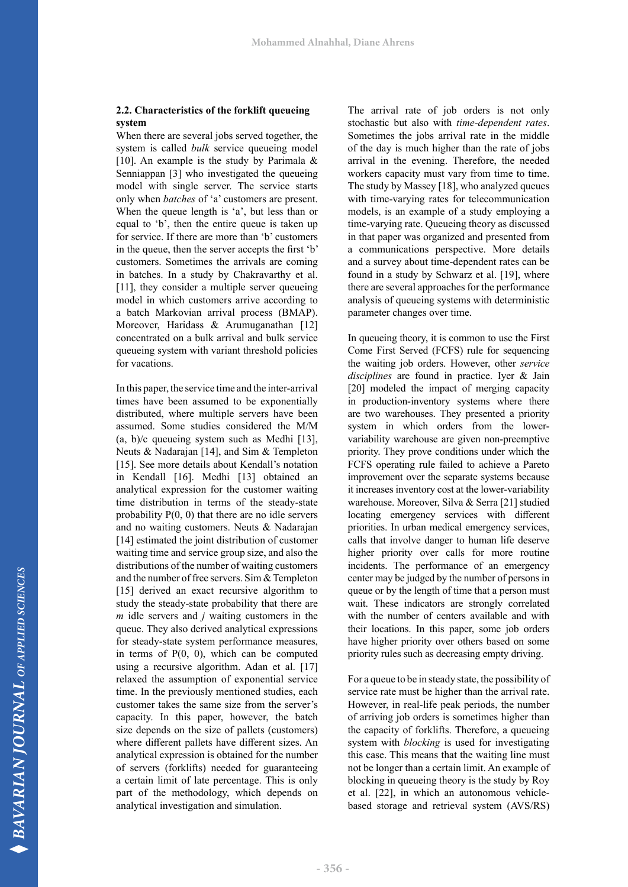### 2.2. Characteristics of the forklift queueing system

When there are several jobs served together, the system is called *bulk* service queueing model [10]. An example is the study by Parimala & Senniappan [3] who investigated the queueing model with single server. The service starts only when *batches* of 'a' customers are present. When the queue length is 'a', but less than or equal to 'b', then the entire queue is taken up for service. If there are more than 'b' customers in the queue, then the server accepts the first 'b' customers. Sometimes the arrivals are coming in batches. In a study by Chakravarthy et al. [11], they consider a multiple server queueing model in which customers arrive according to a batch Markovian arrival process (BMAP). Moreover, Haridass & Arumuganathan [12] concentrated on a bulk arrival and bulk service queueing system with variant threshold policies for vacations.

In this paper, the service time and the inter-arrival times have been assumed to be exponentially distributed, where multiple servers have been assumed. Some studies considered the M/M (a, b)/c queueing system such as Medhi [13], Neuts & Nadarajan [14], and Sim & Templeton [15]. See more details about Kendall's notation in Kendall [16]. Medhi [13] obtained an analytical expression for the customer waiting time distribution in terms of the steady-state probability P(0, 0) that there are no idle servers and no waiting customers. Neuts & Nadarajan [14] estimated the joint distribution of customer waiting time and service group size, and also the distributions of the number of waiting customers and the number of free servers. Sim & Templeton [15] derived an exact recursive algorithm to study the steady-state probability that there are $m$ idle servers and $j$ waiting customers in the queue. They also derived analytical expressions for steady-state system performance measures, in terms of P(0, 0), which can be computed using a recursive algorithm. Adan et al. [17] relaxed the assumption of exponential service time. In the previously mentioned studies, each customer takes the same size from the server's capacity. In this paper, however, the batch size depends on the size of pallets (customers) where different pallets have different sizes. An analytical expression is obtained for the number of servers (forklifts) needed for guaranteeing a certain limit of late percentage. This is only part of the methodology, which depends on analytical investigation and simulation.

The arrival rate of job orders is not only stochastic but also with *time-dependent rates*. Sometimes the jobs arrival rate in the middle of the day is much higher than the rate of jobs arrival in the evening. Therefore, the needed workers capacity must vary from time to time. The study by Massey [18], who analyzed queues with time-varying rates for telecommunication models, is an example of a study employing a time-varying rate. Queueing theory as discussed in that paper was organized and presented from a communications perspective. More details and a survey about time-dependent rates can be found in a study by Schwarz et al. [19], where there are several approaches for the performance analysis of queueing systems with deterministic parameter changes over time.

In queueing theory, it is common to use the First Come First Served (FCFS) rule for sequencing the waiting job orders. However, other *service disciplines* are found in practice. Iyer & Jain [20] modeled the impact of merging capacity in production-inventory systems where there are two warehouses. They presented a priority system in which orders from the lower-variability warehouse are given non-preemptive priority. They prove conditions under which the FCFS operating rule failed to achieve a Pareto improvement over the separate systems because it increases inventory cost at the lower-variability warehouse. Moreover, Silva & Serra [21] studied locating emergency services with different priorities. In urban medical emergency services, calls that involve danger to human life deserve higher priority over calls for more routine incidents. The performance of an emergency center may be judged by the number of persons in queue or by the length of time that a person must wait. These indicators are strongly correlated with the number of centers available and with their locations. In this paper, some job orders have higher priority over others based on some priority rules such as decreasing empty driving.

For a queue to be in steady state, the possibility of service rate must be higher than the arrival rate. However, in real-life peak periods, the number of arriving job orders is sometimes higher than the capacity of forklifts. Therefore, a queueing system with *blocking* is used for investigating this case. This means that the waiting line must not be longer than a certain limit. An example of blocking in queueing theory is the study by Roy et al. [22], in which an autonomous vehicle-based storage and retrieval system (AVS/RS)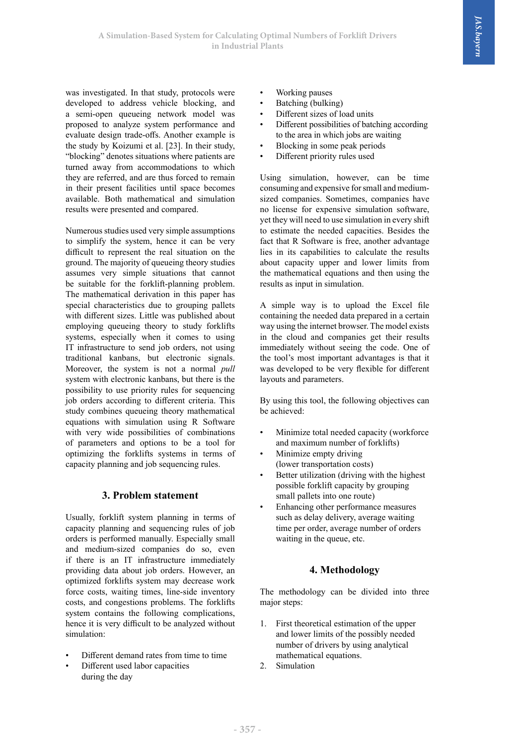was investigated. In that study, protocols were developed to address vehicle blocking, and a semi-open queueing network model was proposed to analyze system performance and evaluate design trade-offs. Another example is the study by Koizumi et al. [23]. In their study, "blocking" denotes situations where patients are turned away from accommodations to which they are referred, and are thus forced to remain in their present facilities until space becomes available. Both mathematical and simulation results were presented and compared.

Numerous studies used very simple assumptions to simplify the system, hence it can be very difficult to represent the real situation on the ground. The majority of queueing theory studies assumes very simple situations that cannot be suitable for the forklift-planning problem. The mathematical derivation in this paper has special characteristics due to grouping pallets with different sizes. Little was published about employing queueing theory to study forklifts systems, especially when it comes to using IT infrastructure to send job orders, not using traditional kanbans, but electronic signals. Moreover, the system is not a normal *pull* system with electronic kanbans, but there is the possibility to use priority rules for sequencing job orders according to different criteria. This study combines queueing theory mathematical equations with simulation using R Software with very wide possibilities of combinations of parameters and options to be a tool for optimizing the forklifts systems in terms of capacity planning and job sequencing rules.

## 3. Problem statement

Usually, forklift system planning in terms of capacity planning and sequencing rules of job orders is performed manually. Especially small and medium-sized companies do so, even if there is an IT infrastructure immediately providing data about job orders. However, an optimized forklifts system may decrease work force costs, waiting times, line-side inventory costs, and congestions problems. The forklifts system contains the following complications, hence it is very difficult to be analyzed without simulation:

- Different demand rates from time to time
- Different used labor capacities during the day
- Working pauses
- Batching (bulking)
- Different sizes of load units
- Different possibilities of batching according to the area in which jobs are waiting
- Blocking in some peak periods
- Different priority rules used

Using simulation, however, can be time consuming and expensive for small and medium-sized companies. Sometimes, companies have no license for expensive simulation software, yet they will need to use simulation in every shift to estimate the needed capacities. Besides the fact that R Software is free, another advantage lies in its capabilities to calculate the results about capacity upper and lower limits from the mathematical equations and then using the results as input in simulation.

A simple way is to upload the Excel file containing the needed data prepared in a certain way using the internet browser. The model exists in the cloud and companies get their results immediately without seeing the code. One of the tool's most important advantages is that it was developed to be very flexible for different layouts and parameters.

By using this tool, the following objectives can be achieved:

- Minimize total needed capacity (workforce and maximum number of forklifts)
- Minimize empty driving (lower transportation costs)
- Better utilization (driving with the highest possible forklift capacity by grouping small pallets into one route)
- Enhancing other performance measures such as delay delivery, average waiting time per order, average number of orders waiting in the queue, etc.

## 4. Methodology

The methodology can be divided into three major steps:

1. First theoretical estimation of the upper and lower limits of the possibly needed number of drivers by using analytical mathematical equations.
2. Simulation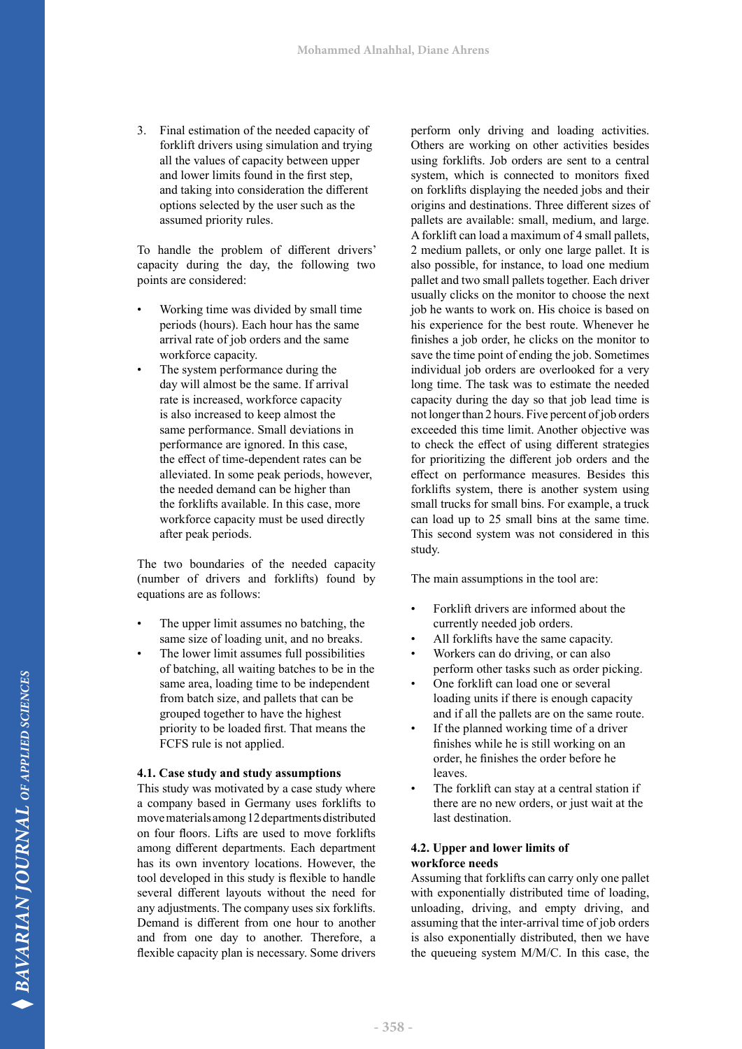3. Final estimation of the needed capacity of forklift drivers using simulation and trying all the values of capacity between upper and lower limits found in the first step, and taking into consideration the different options selected by the user such as the assumed priority rules.

To handle the problem of different drivers' capacity during the day, the following two points are considered:

- Working time was divided by small time periods (hours). Each hour has the same arrival rate of job orders and the same workforce capacity.
- The system performance during the day will almost be the same. If arrival rate is increased, workforce capacity is also increased to keep almost the same performance. Small deviations in performance are ignored. In this case, the effect of time-dependent rates can be alleviated. In some peak periods, however, the needed demand can be higher than the forklifts available. In this case, more workforce capacity must be used directly after peak periods.

The two boundaries of the needed capacity (number of drivers and forklifts) found by equations are as follows:

- The upper limit assumes no batching, the same size of loading unit, and no breaks.
- The lower limit assumes full possibilities of batching, all waiting batches to be in the same area, loading time to be independent from batch size, and pallets that can be grouped together to have the highest priority to be loaded first. That means the FCFS rule is not applied.

### 4.1. Case study and study assumptions

This study was motivated by a case study where a company based in Germany uses forklifts to move materials among 12 departments distributed on four floors. Lifts are used to move forklifts among different departments. Each department has its own inventory locations. However, the tool developed in this study is flexible to handle several different layouts without the need for any adjustments. The company uses six forklifts. Demand is different from one hour to another and from one day to another. Therefore, a flexible capacity plan is necessary. Some drivers perform only driving and loading activities. Others are working on other activities besides using forklifts. Job orders are sent to a central system, which is connected to monitors fixed on forklifts displaying the needed jobs and their origins and destinations. Three different sizes of pallets are available: small, medium, and large. A forklift can load a maximum of 4 small pallets, 2 medium pallets, or only one large pallet. It is also possible, for instance, to load one medium pallet and two small pallets together. Each driver usually clicks on the monitor to choose the next job he wants to work on. His choice is based on his experience for the best route. Whenever he finishes a job order, he clicks on the monitor to save the time point of ending the job. Sometimes individual job orders are overlooked for a very long time. The task was to estimate the needed capacity during the day so that job lead time is not longer than 2 hours. Five percent of job orders exceeded this time limit. Another objective was to check the effect of using different strategies for prioritizing the different job orders and the effect on performance measures. Besides this forklifts system, there is another system using small trucks for small bins. For example, a truck can load up to 25 small bins at the same time. This second system was not considered in this study.

The main assumptions in the tool are:

- Forklift drivers are informed about the currently needed job orders.
- All forklifts have the same capacity.
- Workers can do driving, or can also perform other tasks such as order picking.
- One forklift can load one or several loading units if there is enough capacity and if all the pallets are on the same route.
- If the planned working time of a driver finishes while he is still working on an order, he finishes the order before he leaves.
- The forklift can stay at a central station if there are no new orders, or just wait at the last destination.

### 4.2. Upper and lower limits of workforce needs

Assuming that forklifts can carry only one pallet with exponentially distributed time of loading, unloading, driving, and empty driving, and assuming that the inter-arrival time of job orders is also exponentially distributed, then we have the queueing system M/M/C. In this case, the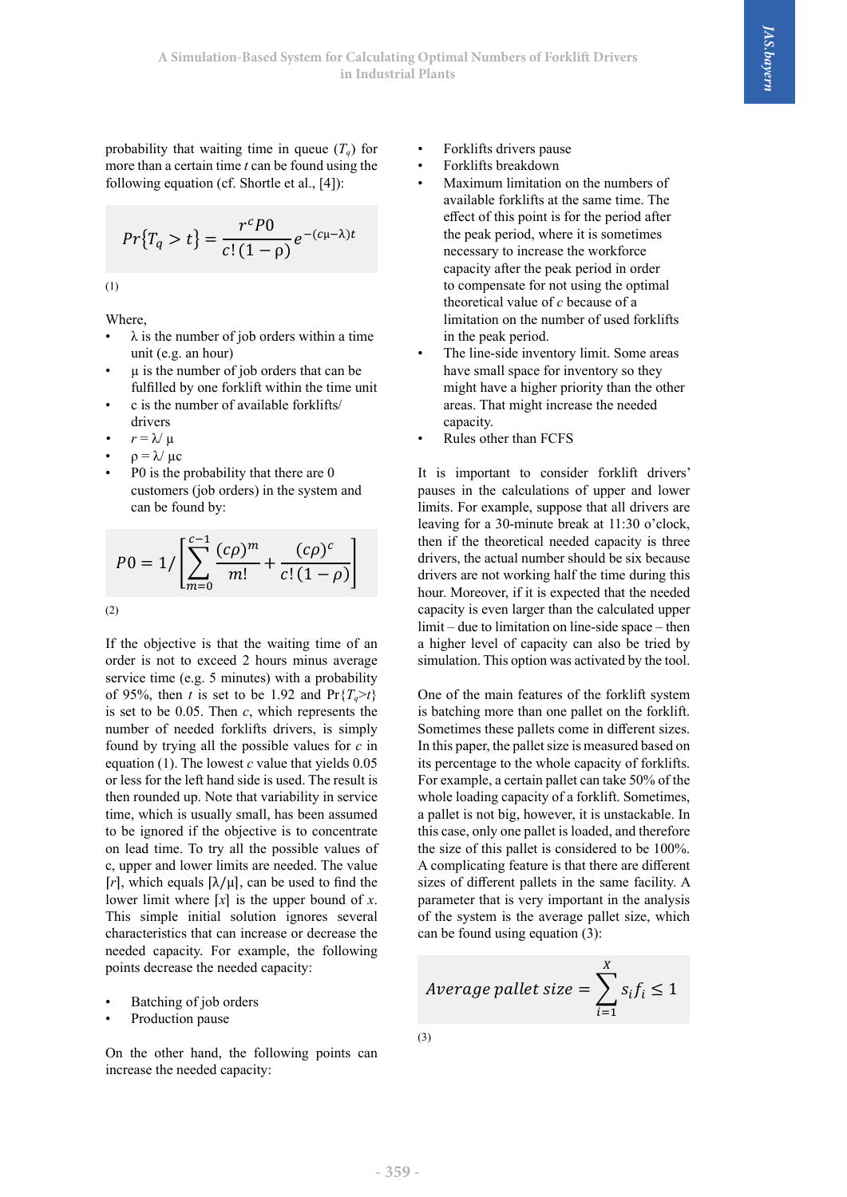probability that waiting time in queue ($T_q$) for more than a certain time $t$ can be found using the following equation (cf. Shortle et al., [4]):

$$Pr\{T_q > t\} = \frac{r^c P0}{c!\,(1-\rho)} e^{-(c\mu-\lambda)t}$$

(1)

Where,

- λ is the number of job orders within a time unit (e.g. an hour)
- μ is the number of job orders that can be fulfilled by one forklift within the time unit
- c is the number of available forklifts/drivers
- $r = \lambda/\mu$
- $\rho = \lambda/\mu c$
- P0 is the probability that there are 0 customers (job orders) in the system and can be found by:

$$P0 = 1/\left[\sum_{m=0}^{c-1} \frac{(c\rho)^m}{m!} + \frac{(c\rho)^c}{c!\,(1-\rho)}\right]$$

(2)

If the objective is that the waiting time of an order is not to exceed 2 hours minus average service time (e.g. 5 minutes) with a probability of 95%, then $t$ is set to be 1.92 and $\Pr\{T_q>t\}$ is set to be 0.05. Then $c$, which represents the number of needed forklifts drivers, is simply found by trying all the possible values for $c$ in equation (1). The lowest $c$ value that yields 0.05 or less for the left hand side is used. The result is then rounded up. Note that variability in service time, which is usually small, has been assumed to be ignored if the objective is to concentrate on lead time. To try all the possible values of c, upper and lower limits are needed. The value $\lceil r \rceil$, which equals $\lceil \lambda/\mu \rceil$, can be used to find the lower limit where $\lceil x \rceil$ is the upper bound of $x$. This simple initial solution ignores several characteristics that can increase or decrease the needed capacity. For example, the following points decrease the needed capacity:

- Batching of job orders
- Production pause

On the other hand, the following points can increase the needed capacity:

- Forklifts drivers pause
- Forklifts breakdown
- Maximum limitation on the numbers of available forklifts at the same time. The effect of this point is for the period after the peak period, where it is sometimes necessary to increase the workforce capacity after the peak period in order to compensate for not using the optimal theoretical value of $c$ because of a limitation on the number of used forklifts in the peak period.
- The line-side inventory limit. Some areas have small space for inventory so they might have a higher priority than the other areas. That might increase the needed capacity.
- Rules other than FCFS

It is important to consider forklift drivers' pauses in the calculations of upper and lower limits. For example, suppose that all drivers are leaving for a 30-minute break at 11:30 o'clock, then if the theoretical needed capacity is three drivers, the actual number should be six because drivers are not working half the time during this hour. Moreover, if it is expected that the needed capacity is even larger than the calculated upper limit – due to limitation on line-side space – then a higher level of capacity can also be tried by simulation. This option was activated by the tool.

One of the main features of the forklift system is batching more than one pallet on the forklift. Sometimes these pallets come in different sizes. In this paper, the pallet size is measured based on its percentage to the whole capacity of forklifts. For example, a certain pallet can take 50% of the whole loading capacity of a forklift. Sometimes, a pallet is not big, however, it is unstackable. In this case, only one pallet is loaded, and therefore the size of this pallet is considered to be 100%. A complicating feature is that there are different sizes of different pallets in the same facility. A parameter that is very important in the analysis of the system is the average pallet size, which can be found using equation (3):

$$Average\ pallet\ size = \sum_{i=1}^{X} s_i f_i \leq 1$$

(3)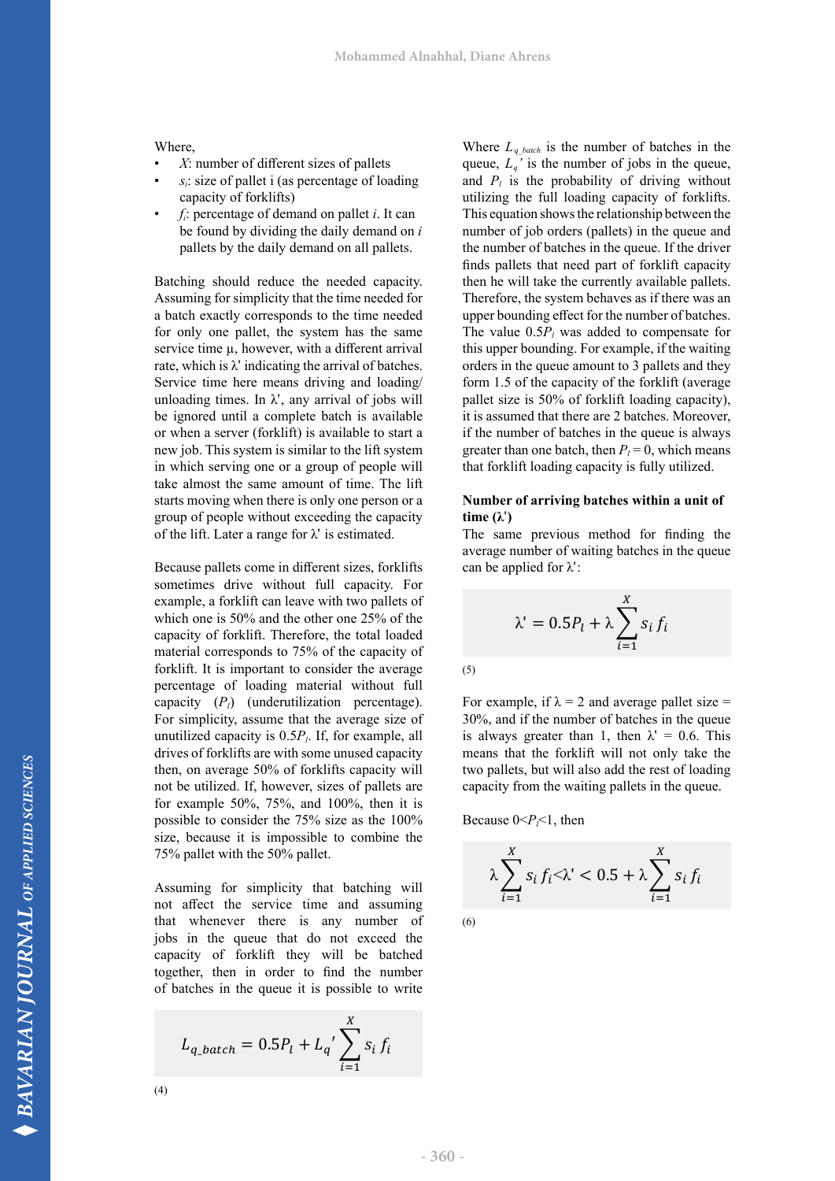Where,

- $X$: number of different sizes of pallets
- $s_i$: size of pallet i (as percentage of loading capacity of forklifts)
- $f_i$: percentage of demand on pallet $i$. It can be found by dividing the daily demand on $i$ pallets by the daily demand on all pallets.

Batching should reduce the needed capacity. Assuming for simplicity that the time needed for a batch exactly corresponds to the time needed for only one pallet, the system has the same service time μ, however, with a different arrival rate, which is λ' indicating the arrival of batches. Service time here means driving and loading/unloading times. In λ', any arrival of jobs will be ignored until a complete batch is available or when a server (forklift) is available to start a new job. This system is similar to the lift system in which serving one or a group of people will take almost the same amount of time. The lift starts moving when there is only one person or a group of people without exceeding the capacity of the lift. Later a range for λ' is estimated.

Because pallets come in different sizes, forklifts sometimes drive without full capacity. For example, a forklift can leave with two pallets of which one is 50% and the other one 25% of the capacity of forklift. Therefore, the total loaded material corresponds to 75% of the capacity of forklift. It is important to consider the average percentage of loading material without full capacity ($P_l$) (underutilization percentage). For simplicity, assume that the average size of unutilized capacity is $0.5P_l$. If, for example, all drives of forklifts are with some unused capacity then, on average 50% of forklifts capacity will not be utilized. If, however, sizes of pallets are for example 50%, 75%, and 100%, then it is possible to consider the 75% size as the 100% size, because it is impossible to combine the 75% pallet with the 50% pallet.

Assuming for simplicity that batching will not affect the service time and assuming that whenever there is any number of jobs in the queue that do not exceed the capacity of forklift they will be batched together, then in order to find the number of batches in the queue it is possible to write

$$L_{q\_batch} = 0.5P_l + L_q{'} \sum_{i=1}^{X} s_i f_i$$

(4)

Where $L_{q\_batch}$ is the number of batches in the queue, $L_q{'}$ is the number of jobs in the queue, and $P_l$ is the probability of driving without utilizing the full loading capacity of forklifts. This equation shows the relationship between the number of job orders (pallets) in the queue and the number of batches in the queue. If the driver finds pallets that need part of forklift capacity then he will take the currently available pallets. Therefore, the system behaves as if there was an upper bounding effect for the number of batches. The value $0.5P_l$ was added to compensate for this upper bounding. For example, if the waiting orders in the queue amount to 3 pallets and they form 1.5 of the capacity of the forklift (average pallet size is 50% of forklift loading capacity), it is assumed that there are 2 batches. Moreover, if the number of batches in the queue is always greater than one batch, then $P_l = 0$, which means that forklift loading capacity is fully utilized.

**Number of arriving batches within a unit of time (λ')**

The same previous method for finding the average number of waiting batches in the queue can be applied for λ':

$$\lambda' = 0.5P_l + \lambda \sum_{i=1}^{X} s_i f_i$$

(5)

For example, if λ = 2 and average pallet size = 30%, and if the number of batches in the queue is always greater than 1, then λ' = 0.6. This means that the forklift will not only take the two pallets, but will also add the rest of loading capacity from the waiting pallets in the queue.

Because $0<P_l<1$, then

$$\lambda \sum_{i=1}^{X} s_i f_i < \lambda' < 0.5 + \lambda \sum_{i=1}^{X} s_i f_i$$

(6)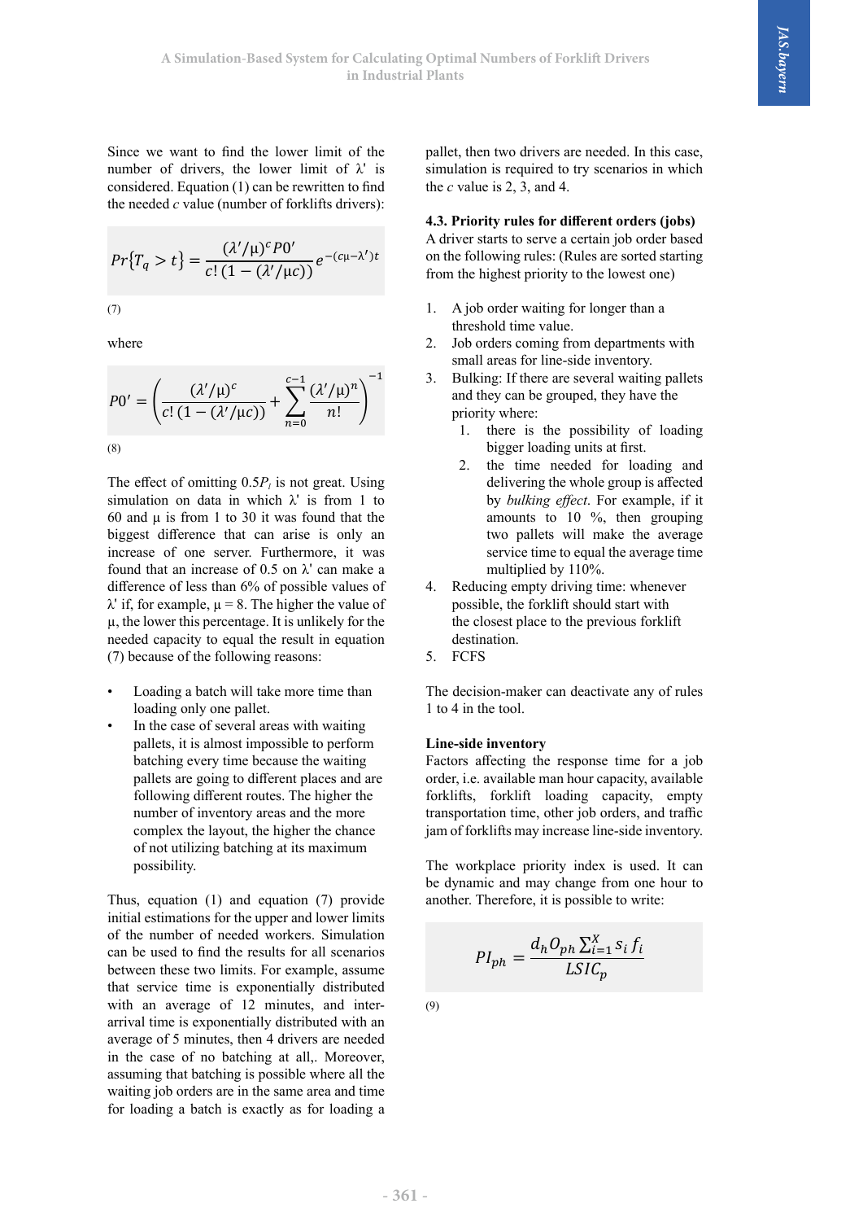Since we want to find the lower limit of the number of drivers, the lower limit of λ' is considered. Equation (1) can be rewritten to find the needed *c* value (number of forklifts drivers):

$$Pr\{T_q > t\} = \frac{(\lambda'/\mu)^c P0'}{c!\,(1-(\lambda'/\mu c))} e^{-(c\mu-\lambda')t}$$

(7)

where

$$P0' = \left(\frac{(\lambda'/\mu)^c}{c!\,(1-(\lambda'/\mu c))} + \sum_{n=0}^{c-1} \frac{(\lambda'/\mu)^n}{n!}\right)^{-1}$$

(8)

The effect of omitting $0.5P_l$ is not great. Using simulation on data in which λ' is from 1 to 60 and μ is from 1 to 30 it was found that the biggest difference that can arise is only an increase of one server. Furthermore, it was found that an increase of 0.5 on λ' can make a difference of less than 6% of possible values of λ' if, for example, μ = 8. The higher the value of μ, the lower this percentage. It is unlikely for the needed capacity to equal the result in equation (7) because of the following reasons:

- Loading a batch will take more time than loading only one pallet.
- In the case of several areas with waiting pallets, it is almost impossible to perform batching every time because the waiting pallets are going to different places and are following different routes. The higher the number of inventory areas and the more complex the layout, the higher the chance of not utilizing batching at its maximum possibility.

Thus, equation (1) and equation (7) provide initial estimations for the upper and lower limits of the number of needed workers. Simulation can be used to find the results for all scenarios between these two limits. For example, assume that service time is exponentially distributed with an average of 12 minutes, and inter-arrival time is exponentially distributed with an average of 5 minutes, then 4 drivers are needed in the case of no batching at all,. Moreover, assuming that batching is possible where all the waiting job orders are in the same area and time for loading a batch is exactly as for loading a pallet, then two drivers are needed. In this case, simulation is required to try scenarios in which the *c* value is 2, 3, and 4.

### 4.3. Priority rules for different orders (jobs)

A driver starts to serve a certain job order based on the following rules: (Rules are sorted starting from the highest priority to the lowest one)

1. A job order waiting for longer than a threshold time value.
2. Job orders coming from departments with small areas for line-side inventory.
3. Bulking: If there are several waiting pallets and they can be grouped, they have the priority where:
   1. there is the possibility of loading bigger loading units at first.
   2. the time needed for loading and delivering the whole group is affected by *bulking effect*. For example, if it amounts to 10 %, then grouping two pallets will make the average service time to equal the average time multiplied by 110%.
4. Reducing empty driving time: whenever possible, the forklift should start with the closest place to the previous forklift destination.
5. FCFS

The decision-maker can deactivate any of rules 1 to 4 in the tool.

**Line-side inventory**

Factors affecting the response time for a job order, i.e. available man hour capacity, available forklifts, forklift loading capacity, empty transportation time, other job orders, and traffic jam of forklifts may increase line-side inventory.

The workplace priority index is used. It can be dynamic and may change from one hour to another. Therefore, it is possible to write:

$$PI_{ph} = \frac{d_h O_{ph} \sum_{i=1}^{X} s_i f_i}{LSIC_p}$$

(9)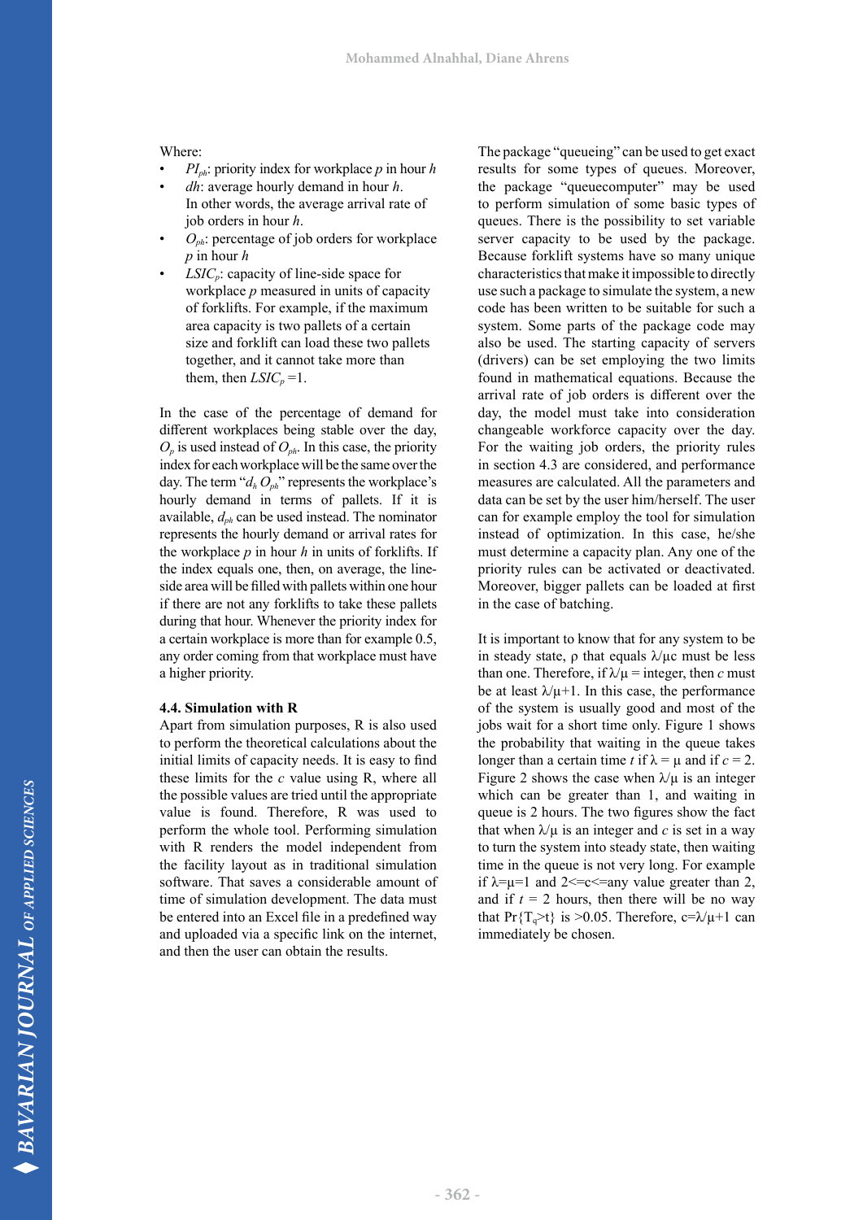Where:

- $PI_{ph}$: priority index for workplace $p$ in hour $h$
- $dh$: average hourly demand in hour $h$. In other words, the average arrival rate of job orders in hour $h$.
- $O_{ph}$: percentage of job orders for workplace $p$ in hour $h$
- $LSIC_p$: capacity of line-side space for workplace $p$ measured in units of capacity of forklifts. For example, if the maximum area capacity is two pallets of a certain size and forklift can load these two pallets together, and it cannot take more than them, then $LSIC_p = 1$.

In the case of the percentage of demand for different workplaces being stable over the day, $O_p$ is used instead of $O_{ph}$. In this case, the priority index for each workplace will be the same over the day. The term "$d_h O_{ph}$" represents the workplace's hourly demand in terms of pallets. If it is available, $d_{ph}$ can be used instead. The nominator represents the hourly demand or arrival rates for the workplace $p$ in hour $h$ in units of forklifts. If the index equals one, then, on average, the line-side area will be filled with pallets within one hour if there are not any forklifts to take these pallets during that hour. Whenever the priority index for a certain workplace is more than for example 0.5, any order coming from that workplace must have a higher priority.

### 4.4. Simulation with R

Apart from simulation purposes, R is also used to perform the theoretical calculations about the initial limits of capacity needs. It is easy to find these limits for the $c$ value using R, where all the possible values are tried until the appropriate value is found. Therefore, R was used to perform the whole tool. Performing simulation with R renders the model independent from the facility layout as in traditional simulation software. That saves a considerable amount of time of simulation development. The data must be entered into an Excel file in a predefined way and uploaded via a specific link on the internet, and then the user can obtain the results.

The package "queueing" can be used to get exact results for some types of queues. Moreover, the package "queuecomputer" may be used to perform simulation of some basic types of queues. There is the possibility to set variable server capacity to be used by the package. Because forklift systems have so many unique characteristics that make it impossible to directly use such a package to simulate the system, a new code has been written to be suitable for such a system. Some parts of the package code may also be used. The starting capacity of servers (drivers) can be set employing the two limits found in mathematical equations. Because the arrival rate of job orders is different over the day, the model must take into consideration changeable workforce capacity over the day. For the waiting job orders, the priority rules in section 4.3 are considered, and performance measures are calculated. All the parameters and data can be set by the user him/herself. The user can for example employ the tool for simulation instead of optimization. In this case, he/she must determine a capacity plan. Any one of the priority rules can be activated or deactivated. Moreover, bigger pallets can be loaded at first in the case of batching.

It is important to know that for any system to be in steady state, $\rho$ that equals $\lambda/\mu c$ must be less than one. Therefore, if $\lambda/\mu$ = integer, then $c$ must be at least $\lambda/\mu+1$. In this case, the performance of the system is usually good and most of the jobs wait for a short time only. Figure 1 shows the probability that waiting in the queue takes longer than a certain time $t$ if $\lambda = \mu$ and if $c = 2$. Figure 2 shows the case when $\lambda/\mu$ is an integer which can be greater than 1, and waiting in queue is 2 hours. The two figures show the fact that when $\lambda/\mu$ is an integer and $c$ is set in a way to turn the system into steady state, then waiting time in the queue is not very long. For example if $\lambda=\mu=1$ and $2<=c<=$any value greater than 2, and if $t$ = 2 hours, then there will be no way that $\Pr\{T_q>t\}$ is >0.05. Therefore, $c=\lambda/\mu+1$ can immediately be chosen.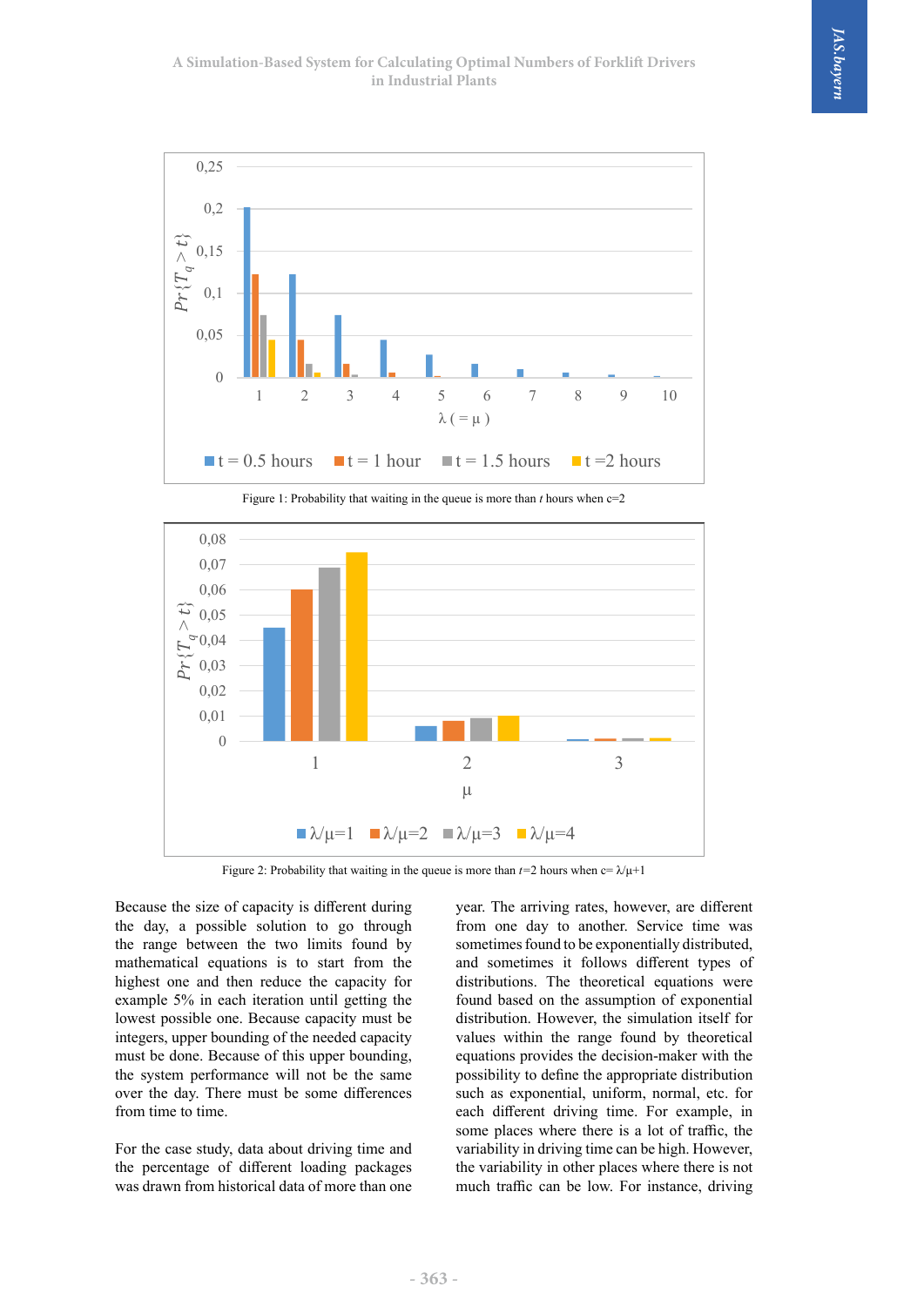Figure 1: Probability that waiting in the queue is more than $t$ hours when c=2

Figure 2: Probability that waiting in the queue is more than $t$=2 hours when c= $\lambda/\mu$+1

Because the size of capacity is different during the day, a possible solution to go through the range between the two limits found by mathematical equations is to start from the highest one and then reduce the capacity for example 5% in each iteration until getting the lowest possible one. Because capacity must be integers, upper bounding of the needed capacity must be done. Because of this upper bounding, the system performance will not be the same over the day. There must be some differences from time to time.

For the case study, data about driving time and the percentage of different loading packages was drawn from historical data of more than one year. The arriving rates, however, are different from one day to another. Service time was sometimes found to be exponentially distributed, and sometimes it follows different types of distributions. The theoretical equations were found based on the assumption of exponential distribution. However, the simulation itself for values within the range found by theoretical equations provides the decision-maker with the possibility to define the appropriate distribution such as exponential, uniform, normal, etc. for each different driving time. For example, in some places where there is a lot of traffic, the variability in driving time can be high. However, the variability in other places where there is not much traffic can be low. For instance, driving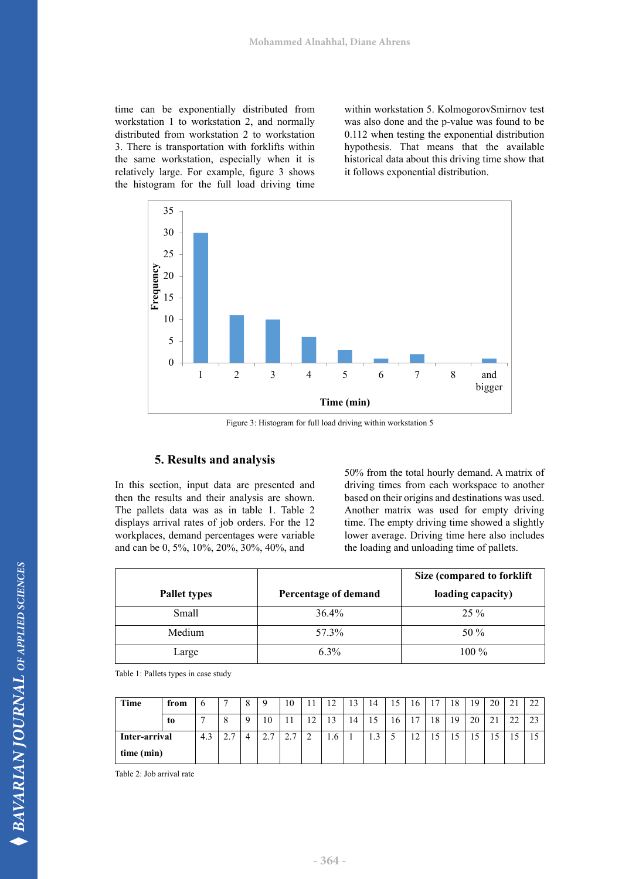time can be exponentially distributed from workstation 1 to workstation 2, and normally distributed from workstation 2 to workstation 3. There is transportation with forklifts within the same workstation, especially when it is relatively large. For example, figure 3 shows the histogram for the full load driving time within workstation 5. KolmogorovSmirnov test was also done and the p-value was found to be 0.112 when testing the exponential distribution hypothesis. That means that the available historical data about this driving time show that it follows exponential distribution.

Figure 3: Histogram for full load driving within workstation 5

## 5. Results and analysis

In this section, input data are presented and then the results and their analysis are shown. The pallets data was as in table 1. Table 2 displays arrival rates of job orders. For the 12 workplaces, demand percentages were variable and can be 0, 5%, 10%, 20%, 30%, 40%, and 50% from the total hourly demand. A matrix of driving times from each workspace to another based on their origins and destinations was used. Another matrix was used for empty driving time. The empty driving time showed a slightly lower average. Driving time here also includes the loading and unloading time of pallets.

| Pallet types | Percentage of demand | Size (compared to forklift loading capacity) |
|---|---|---|
| Small | 36.4% | 25 % |
| Medium | 57.3% | 50 % |
| Large | 6.3% | 100 % |

Table 1: Pallets types in case study

| Time | from | 6 | 7 | 8 | 9 | 10 | 11 | 12 | 13 | 14 | 15 | 16 | 17 | 18 | 19 | 20 | 21 | 22 |
|---|---|---|---|---|---|---|---|---|---|---|---|---|---|---|---|---|---|---|
| | to | 7 | 8 | 9 | 10 | 11 | 12 | 13 | 14 | 15 | 16 | 17 | 18 | 19 | 20 | 21 | 22 | 23 |
| Inter-arrival time (min) | | 4.3 | 2.7 | 4 | 2.7 | 2.7 | 2 | 1.6 | 1 | 1.3 | 5 | 12 | 15 | 15 | 15 | 15 | 15 | 15 |

Table 2: Job arrival rate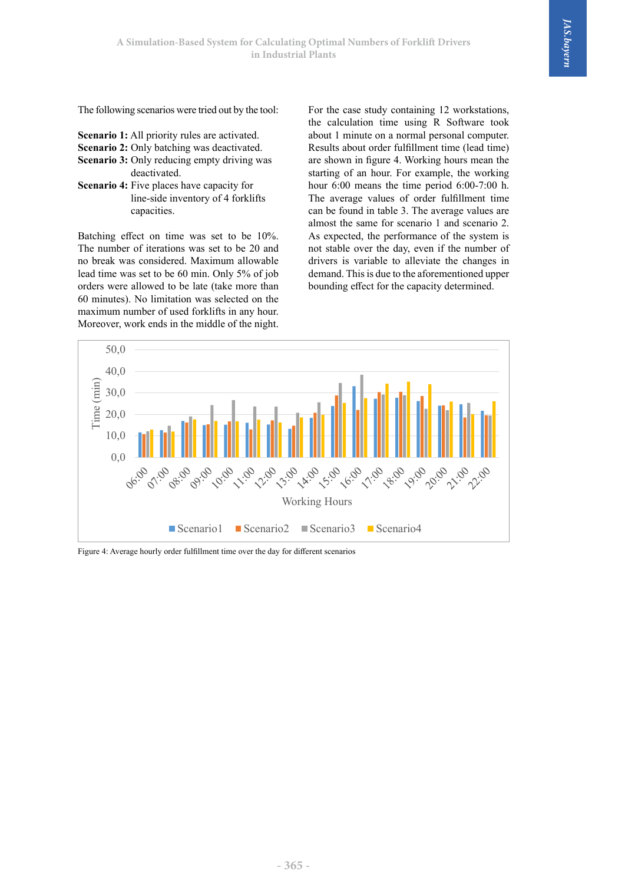The following scenarios were tried out by the tool:

**Scenario 1:** All priority rules are activated.
**Scenario 2:** Only batching was deactivated.
**Scenario 3:** Only reducing empty driving was deactivated.
**Scenario 4:** Five places have capacity for line-side inventory of 4 forklifts capacities.

Batching effect on time was set to be 10%. The number of iterations was set to be 20 and no break was considered. Maximum allowable lead time was set to be 60 min. Only 5% of job orders were allowed to be late (take more than 60 minutes). No limitation was selected on the maximum number of used forklifts in any hour. Moreover, work ends in the middle of the night.

For the case study containing 12 workstations, the calculation time using R Software took about 1 minute on a normal personal computer. Results about order fulfillment time (lead time) are shown in figure 4. Working hours mean the starting of an hour. For example, the working hour 6:00 means the time period 6:00-7:00 h. The average values of order fulfillment time can be found in table 3. The average values are almost the same for scenario 1 and scenario 2. As expected, the performance of the system is not stable over the day, even if the number of drivers is variable to alleviate the changes in demand. This is due to the aforementioned upper bounding effect for the capacity determined.

Figure 4: Average hourly order fulfillment time over the day for different scenarios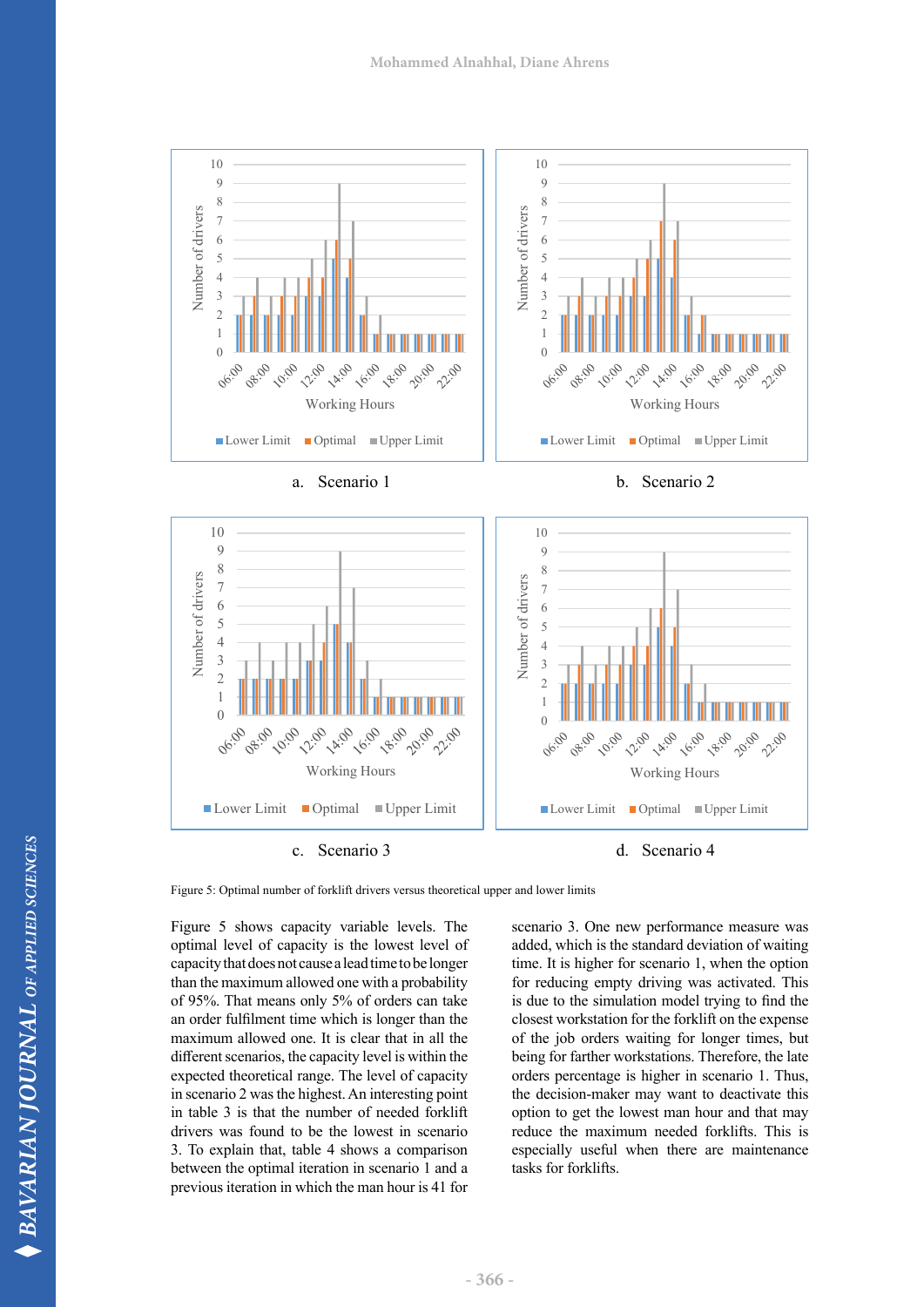Figure 5: Optimal number of forklift drivers versus theoretical upper and lower limits

Figure 5 shows capacity variable levels. The optimal level of capacity is the lowest level of capacity that does not cause a lead time to be longer than the maximum allowed one with a probability of 95%. That means only 5% of orders can take an order fulfilment time which is longer than the maximum allowed one. It is clear that in all the different scenarios, the capacity level is within the expected theoretical range. The level of capacity in scenario 2 was the highest. An interesting point in table 3 is that the number of needed forklift drivers was found to be the lowest in scenario 3. To explain that, table 4 shows a comparison between the optimal iteration in scenario 1 and a previous iteration in which the man hour is 41 for scenario 3. One new performance measure was added, which is the standard deviation of waiting time. It is higher for scenario 1, when the option for reducing empty driving was activated. This is due to the simulation model trying to find the closest workstation for the forklift on the expense of the job orders waiting for longer times, but being for farther workstations. Therefore, the late orders percentage is higher in scenario 1. Thus, the decision-maker may want to deactivate this option to get the lowest man hour and that may reduce the maximum needed forklifts. This is especially useful when there are maintenance tasks for forklifts.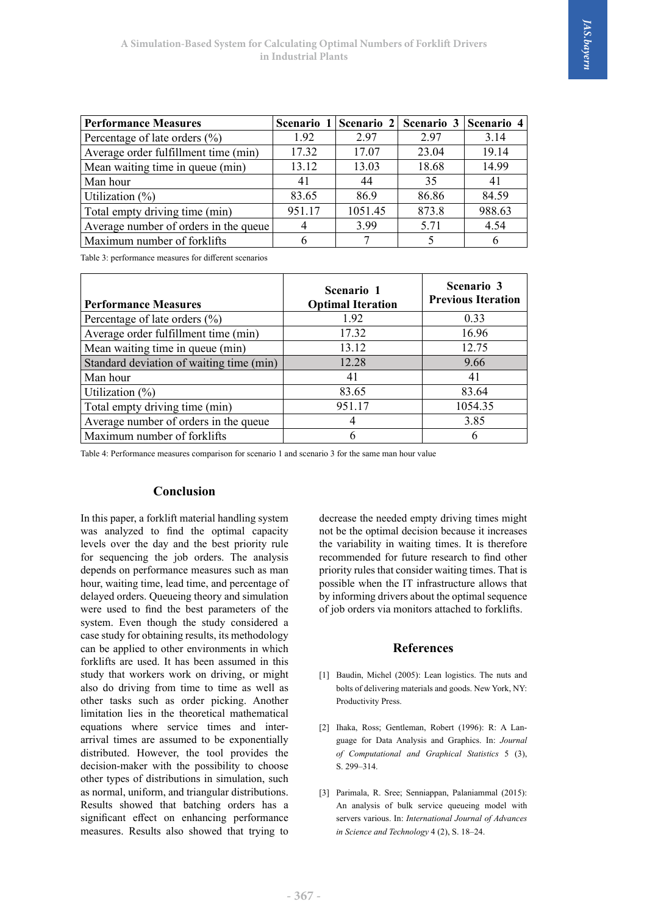| Performance Measures | Scenario 1 | Scenario 2 | Scenario 3 | Scenario 4 |
|---|---|---|---|---|
| Percentage of late orders (%) | 1.92 | 2.97 | 2.97 | 3.14 |
| Average order fulfillment time (min) | 17.32 | 17.07 | 23.04 | 19.14 |
| Mean waiting time in queue (min) | 13.12 | 13.03 | 18.68 | 14.99 |
| Man hour | 41 | 44 | 35 | 41 |
| Utilization (%) | 83.65 | 86.9 | 86.86 | 84.59 |
| Total empty driving time (min) | 951.17 | 1051.45 | 873.8 | 988.63 |
| Average number of orders in the queue | 4 | 3.99 | 5.71 | 4.54 |
| Maximum number of forklifts | 6 | 7 | 5 | 6 |

Table 3: performance measures for different scenarios

| Performance Measures | Scenario 1 Optimal Iteration | Scenario 3 Previous Iteration |
|---|---|---|
| Percentage of late orders (%) | 1.92 | 0.33 |
| Average order fulfillment time (min) | 17.32 | 16.96 |
| Mean waiting time in queue (min) | 13.12 | 12.75 |
| Standard deviation of waiting time (min) | 12.28 | 9.66 |
| Man hour | 41 | 41 |
| Utilization (%) | 83.65 | 83.64 |
| Total empty driving time (min) | 951.17 | 1054.35 |
| Average number of orders in the queue | 4 | 3.85 |
| Maximum number of forklifts | 6 | 6 |

Table 4: Performance measures comparison for scenario 1 and scenario 3 for the same man hour value

## Conclusion

In this paper, a forklift material handling system was analyzed to find the optimal capacity levels over the day and the best priority rule for sequencing the job orders. The analysis depends on performance measures such as man hour, waiting time, lead time, and percentage of delayed orders. Queueing theory and simulation were used to find the best parameters of the system. Even though the study considered a case study for obtaining results, its methodology can be applied to other environments in which forklifts are used. It has been assumed in this study that workers work on driving, or might also do driving from time to time as well as other tasks such as order picking. Another limitation lies in the theoretical mathematical equations where service times and inter-arrival times are assumed to be exponentially distributed. However, the tool provides the decision-maker with the possibility to choose other types of distributions in simulation, such as normal, uniform, and triangular distributions. Results showed that batching orders has a significant effect on enhancing performance measures. Results also showed that trying to decrease the needed empty driving times might not be the optimal decision because it increases the variability in waiting times. It is therefore recommended for future research to find other priority rules that consider waiting times. That is possible when the IT infrastructure allows that by informing drivers about the optimal sequence of job orders via monitors attached to forklifts.

## References

[1] Baudin, Michel (2005): Lean logistics. The nuts and bolts of delivering materials and goods. New York, NY: Productivity Press.

[2] Ihaka, Ross; Gentleman, Robert (1996): R: A Language for Data Analysis and Graphics. In: *Journal of Computational and Graphical Statistics* 5 (3), S. 299–314.

[3] Parimala, R. Sree; Senniappan, Palaniammal (2015): An analysis of bulk service queueing model with servers various. In: *International Journal of Advances in Science and Technology* 4 (2), S. 18–24.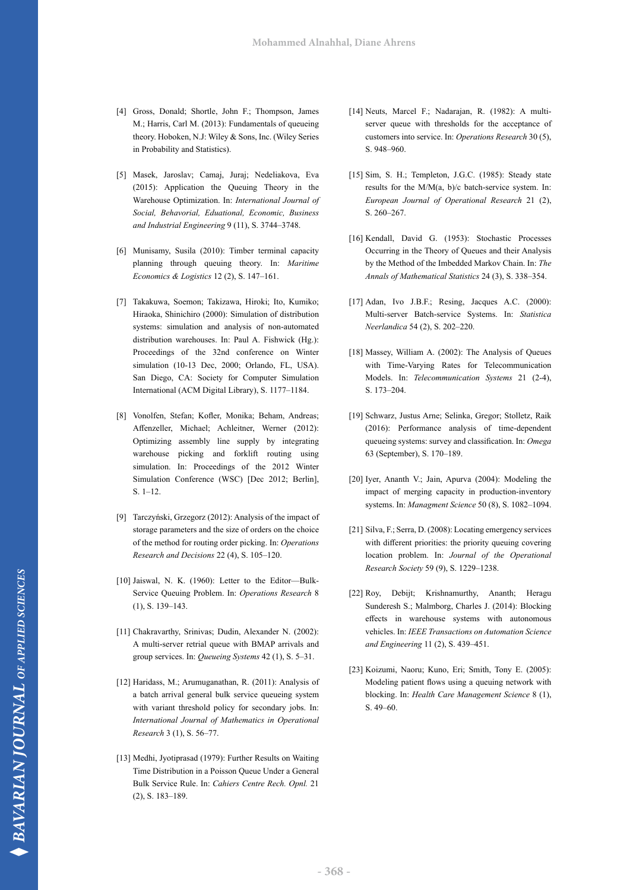[4] Gross, Donald; Shortle, John F.; Thompson, James M.; Harris, Carl M. (2013): Fundamentals of queueing theory. Hoboken, N.J: Wiley & Sons, Inc. (Wiley Series in Probability and Statistics).

[5] Masek, Jaroslav; Camaj, Juraj; Nedeliakova, Eva (2015): Application the Queuing Theory in the Warehouse Optimization. In: *International Journal of Social, Behavorial, Eduational, Economic, Business and Industrial Engineering* 9 (11), S. 3744–3748.

[6] Munisamy, Susila (2010): Timber terminal capacity planning through queuing theory. In: *Maritime Economics & Logistics* 12 (2), S. 147–161.

[7] Takakuwa, Soemon; Takizawa, Hiroki; Ito, Kumiko; Hiraoka, Shinichiro (2000): Simulation of distribution systems: simulation and analysis of non-automated distribution warehouses. In: Paul A. Fishwick (Hg.): Proceedings of the 32nd conference on Winter simulation (10-13 Dec, 2000; Orlando, FL, USA). San Diego, CA: Society for Computer Simulation International (ACM Digital Library), S. 1177–1184.

[8] Vonolfen, Stefan; Kofler, Monika; Beham, Andreas; Affenzeller, Michael; Achleitner, Werner (2012): Optimizing assembly line supply by integrating warehouse picking and forklift routing using simulation. In: Proceedings of the 2012 Winter Simulation Conference (WSC) [Dec 2012; Berlin], S. 1–12.

[9] Tarczyński, Grzegorz (2012): Analysis of the impact of storage parameters and the size of orders on the choice of the method for routing order picking. In: *Operations Research and Decisions* 22 (4), S. 105–120.

[10] Jaiswal, N. K. (1960): Letter to the Editor—Bulk-Service Queuing Problem. In: *Operations Research* 8 (1), S. 139–143.

[11] Chakravarthy, Srinivas; Dudin, Alexander N. (2002): A multi-server retrial queue with BMAP arrivals and group services. In: *Queueing Systems* 42 (1), S. 5–31.

[12] Haridass, M.; Arumuganathan, R. (2011): Analysis of a batch arrival general bulk service queueing system with variant threshold policy for secondary jobs. In: *International Journal of Mathematics in Operational Research* 3 (1), S. 56–77.

[13] Medhi, Jyotiprasad (1979): Further Results on Waiting Time Distribution in a Poisson Queue Under a General Bulk Service Rule. In: *Cahiers Centre Rech. Opnl.* 21 (2), S. 183–189.

[14] Neuts, Marcel F.; Nadarajan, R. (1982): A multi-server queue with thresholds for the acceptance of customers into service. In: *Operations Research* 30 (5), S. 948–960.

[15] Sim, S. H.; Templeton, J.G.C. (1985): Steady state results for the M/M(a, b)/c batch-service system. In: *European Journal of Operational Research* 21 (2), S. 260–267.

[16] Kendall, David G. (1953): Stochastic Processes Occurring in the Theory of Queues and their Analysis by the Method of the Imbedded Markov Chain. In: *The Annals of Mathematical Statistics* 24 (3), S. 338–354.

[17] Adan, Ivo J.B.F.; Resing, Jacques A.C. (2000): Multi-server Batch-service Systems. In: *Statistica Neerlandica* 54 (2), S. 202–220.

[18] Massey, William A. (2002): The Analysis of Queues with Time-Varying Rates for Telecommunication Models. In: *Telecommunication Systems* 21 (2-4), S. 173–204.

[19] Schwarz, Justus Arne; Selinka, Gregor; Stolletz, Raik (2016): Performance analysis of time-dependent queueing systems: survey and classification. In: *Omega* 63 (September), S. 170–189.

[20] Iyer, Ananth V.; Jain, Apurva (2004): Modeling the impact of merging capacity in production-inventory systems. In: *Managment Science* 50 (8), S. 1082–1094.

[21] Silva, F.; Serra, D. (2008): Locating emergency services with different priorities: the priority queuing covering location problem. In: *Journal of the Operational Research Society* 59 (9), S. 1229–1238.

[22] Roy, Debijt; Krishnamurthy, Ananth; Heragu Sunderesh S.; Malmborg, Charles J. (2014): Blocking effects in warehouse systems with autonomous vehicles. In: *IEEE Transactions on Automation Science and Engineering* 11 (2), S. 439–451.

[23] Koizumi, Naoru; Kuno, Eri; Smith, Tony E. (2005): Modeling patient flows using a queuing network with blocking. In: *Health Care Management Science* 8 (1), S. 49–60.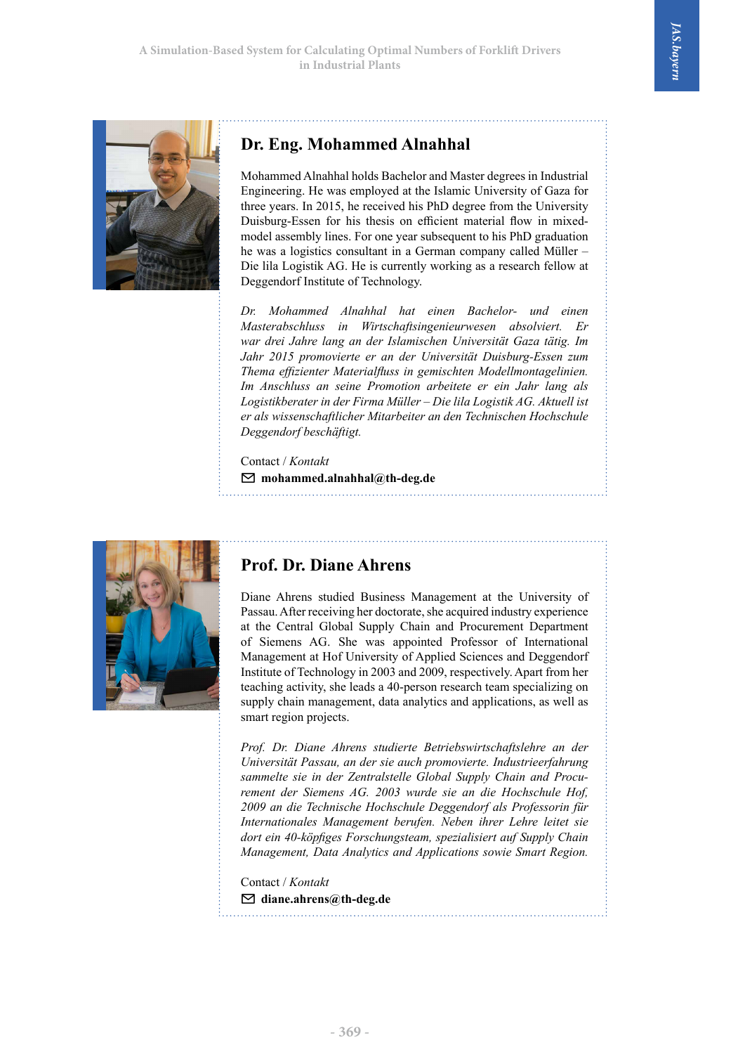## Dr. Eng. Mohammed Alnahhal

Mohammed Alnahhal holds Bachelor and Master degrees in Industrial Engineering. He was employed at the Islamic University of Gaza for three years. In 2015, he received his PhD degree from the University Duisburg-Essen for his thesis on efficient material flow in mixed-model assembly lines. For one year subsequent to his PhD graduation he was a logistics consultant in a German company called Müller – Die lila Logistik AG. He is currently working as a research fellow at Deggendorf Institute of Technology.

*Dr. Mohammed Alnahhal hat einen Bachelor- und einen Masterabschluss in Wirtschaftsingenieurwesen absolviert. Er war drei Jahre lang an der Islamischen Universität Gaza tätig. Im Jahr 2015 promovierte er an der Universität Duisburg-Essen zum Thema effizienter Materialfluss in gemischten Modellmontagelinien. Im Anschluss an seine Promotion arbeitete er ein Jahr lang als Logistikberater in der Firma Müller – Die lila Logistik AG. Aktuell ist er als wissenschaftlicher Mitarbeiter an den Technischen Hochschule Deggendorf beschäftigt.*

Contact / *Kontakt*

✉ **mohammed.alnahhal@th-deg.de**

## Prof. Dr. Diane Ahrens

Diane Ahrens studied Business Management at the University of Passau. After receiving her doctorate, she acquired industry experience at the Central Global Supply Chain and Procurement Department of Siemens AG. She was appointed Professor of International Management at Hof University of Applied Sciences and Deggendorf Institute of Technology in 2003 and 2009, respectively. Apart from her teaching activity, she leads a 40-person research team specializing on supply chain management, data analytics and applications, as well as smart region projects.

*Prof. Dr. Diane Ahrens studierte Betriebswirtschaftslehre an der Universität Passau, an der sie auch promovierte. Industrieerfahrung sammelte sie in der Zentralstelle Global Supply Chain and Procurement der Siemens AG. 2003 wurde sie an die Hochschule Hof, 2009 an die Technische Hochschule Deggendorf als Professorin für Internationales Management berufen. Neben ihrer Lehre leitet sie dort ein 40-köpfiges Forschungsteam, spezialisiert auf Supply Chain Management, Data Analytics and Applications sowie Smart Region.*

Contact / *Kontakt*

✉ **diane.ahrens@th-deg.de**